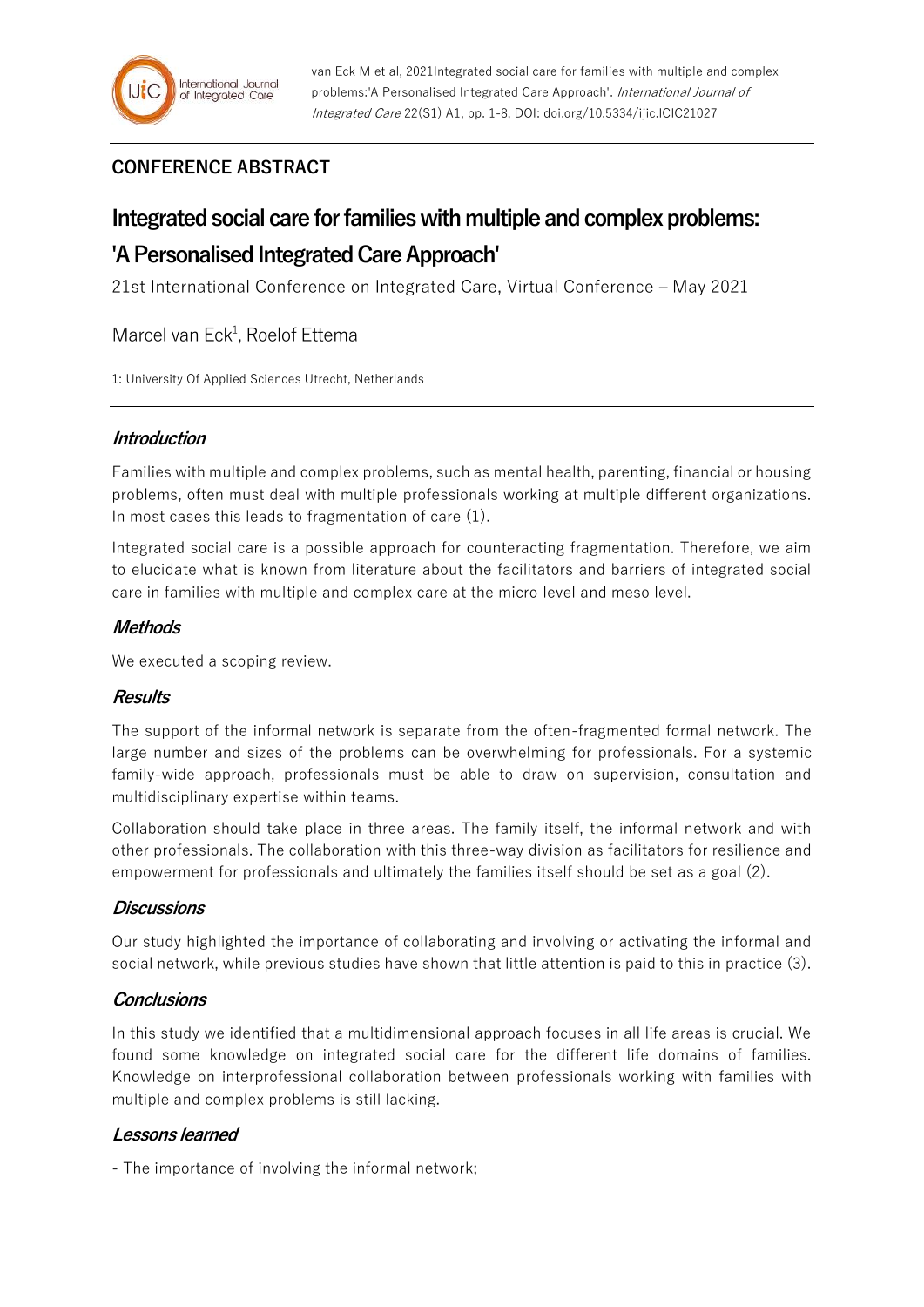van Eck M et al, 2021Integrated social care for families with multiple and complex problems:'A Personalised Integrated Care Approach'. *International Journal of Integrated Care* 22(S1) A1, pp. 1-8, DOI: doi.org/10.5334/ijic.ICIC21027

**CONFERENCE ABSTRACT**

# Integrated social care for families with multiple and complex problems: 'A Personalised Integrated Care Approach'

21st International Conference on Integrated Care, Virtual Conference – May 2021

Marcel van Eck[1], Roelof Ettema

1: University Of Applied Sciences Utrecht, Netherlands

## *Introduction*

Families with multiple and complex problems, such as mental health, parenting, financial or housing problems, often must deal with multiple professionals working at multiple different organizations. In most cases this leads to fragmentation of care (1).

Integrated social care is a possible approach for counteracting fragmentation. Therefore, we aim to elucidate what is known from literature about the facilitators and barriers of integrated social care in families with multiple and complex care at the micro level and meso level.

## *Methods*

We executed a scoping review.

## *Results*

The support of the informal network is separate from the often-fragmented formal network. The large number and sizes of the problems can be overwhelming for professionals. For a systemic family-wide approach, professionals must be able to draw on supervision, consultation and multidisciplinary expertise within teams.

Collaboration should take place in three areas. The family itself, the informal network and with other professionals. The collaboration with this three-way division as facilitators for resilience and empowerment for professionals and ultimately the families itself should be set as a goal (2).

## *Discussions*

Our study highlighted the importance of collaborating and involving or activating the informal and social network, while previous studies have shown that little attention is paid to this in practice (3).

## *Conclusions*

In this study we identified that a multidimensional approach focuses in all life areas is crucial. We found some knowledge on integrated social care for the different life domains of families. Knowledge on interprofessional collaboration between professionals working with families with multiple and complex problems is still lacking.

## *Lessons learned*

- The importance of involving the informal network;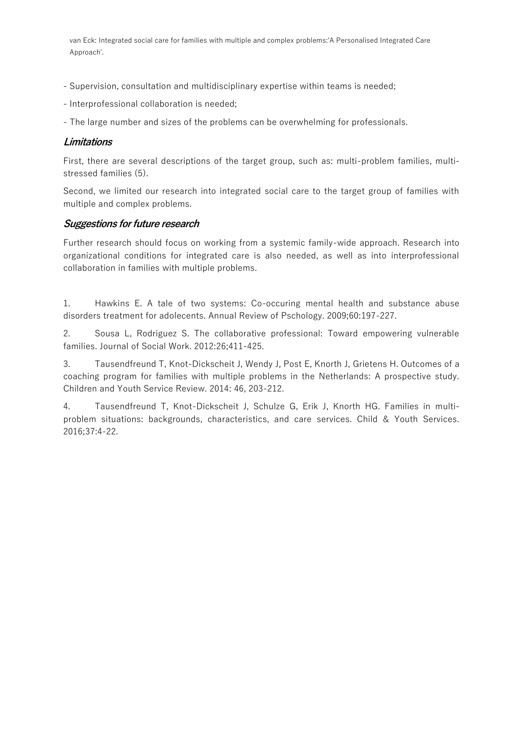- Supervision, consultation and multidisciplinary expertise within teams is needed;

- Interprofessional collaboration is needed;

- The large number and sizes of the problems can be overwhelming for professionals.

### *Limitations*

First, there are several descriptions of the target group, such as: multi-problem families, multi-stressed families (5).

Second, we limited our research into integrated social care to the target group of families with multiple and complex problems.

### *Suggestions for future research*

Further research should focus on working from a systemic family-wide approach. Research into organizational conditions for integrated care is also needed, as well as into interprofessional collaboration in families with multiple problems.

1. Hawkins E. A tale of two systems: Co-occuring mental health and substance abuse disorders treatment for adolecents. Annual Review of Pschology. 2009;60:197-227.

2. Sousa L, Rodriguez S. The collaborative professional: Toward empowering vulnerable families. Journal of Social Work. 2012:26;411-425.

3. Tausendfreund T, Knot-Dickscheit J, Wendy J, Post E, Knorth J, Grietens H. Outcomes of a coaching program for families with multiple problems in the Netherlands: A prospective study. Children and Youth Service Review. 2014: 46, 203-212.

4. Tausendfreund T, Knot-Dickscheit J, Schulze G, Erik J, Knorth HG. Families in multi-problem situations: backgrounds, characteristics, and care services. Child & Youth Services. 2016;37:4-22.